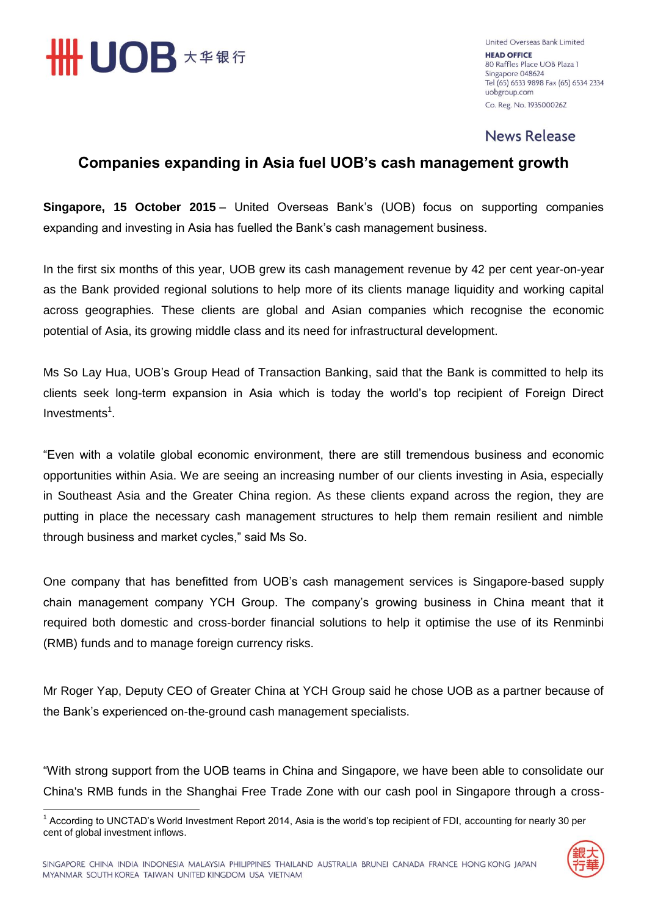United Overseas Bank Limited
**HEAD OFFICE**
80 Raffles Place UOB Plaza 1
Singapore 048624
Tel (65) 6533 9898 Fax (65) 6534 2334
uobgroup.com
Co. Reg. No. 193500026Z

News Release

# Companies expanding in Asia fuel UOB's cash management growth

**Singapore, 15 October 2015** – United Overseas Bank's (UOB) focus on supporting companies expanding and investing in Asia has fuelled the Bank's cash management business.

In the first six months of this year, UOB grew its cash management revenue by 42 per cent year-on-year as the Bank provided regional solutions to help more of its clients manage liquidity and working capital across geographies. These clients are global and Asian companies which recognise the economic potential of Asia, its growing middle class and its need for infrastructural development.

Ms So Lay Hua, UOB's Group Head of Transaction Banking, said that the Bank is committed to help its clients seek long-term expansion in Asia which is today the world's top recipient of Foreign Direct Investments[1].

"Even with a volatile global economic environment, there are still tremendous business and economic opportunities within Asia. We are seeing an increasing number of our clients investing in Asia, especially in Southeast Asia and the Greater China region. As these clients expand across the region, they are putting in place the necessary cash management structures to help them remain resilient and nimble through business and market cycles," said Ms So.

One company that has benefitted from UOB's cash management services is Singapore-based supply chain management company YCH Group. The company's growing business in China meant that it required both domestic and cross-border financial solutions to help it optimise the use of its Renminbi (RMB) funds and to manage foreign currency risks.

Mr Roger Yap, Deputy CEO of Greater China at YCH Group said he chose UOB as a partner because of the Bank's experienced on-the-ground cash management specialists.

"With strong support from the UOB teams in China and Singapore, we have been able to consolidate our China's RMB funds in the Shanghai Free Trade Zone with our cash pool in Singapore through a cross-

[1] According to UNCTAD's World Investment Report 2014, Asia is the world's top recipient of FDI, accounting for nearly 30 per cent of global investment inflows.

SINGAPORE CHINA INDIA INDONESIA MALAYSIA PHILIPPINES THAILAND AUSTRALIA BRUNEI CANADA FRANCE HONG KONG JAPAN MYANMAR SOUTH KOREA TAIWAN UNITED KINGDOM USA VIETNAM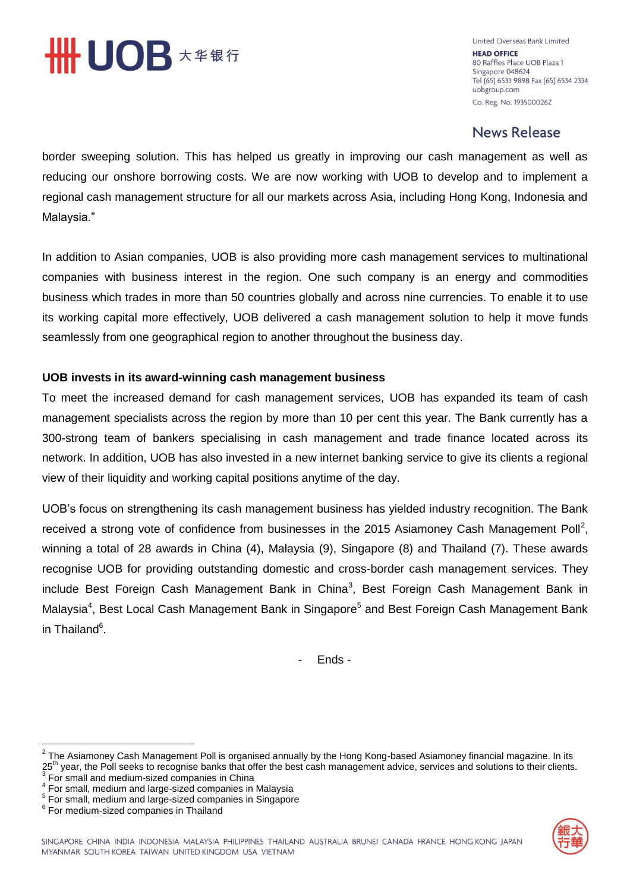border sweeping solution. This has helped us greatly in improving our cash management as well as reducing our onshore borrowing costs. We are now working with UOB to develop and to implement a regional cash management structure for all our markets across Asia, including Hong Kong, Indonesia and Malaysia."

In addition to Asian companies, UOB is also providing more cash management services to multinational companies with business interest in the region. One such company is an energy and commodities business which trades in more than 50 countries globally and across nine currencies. To enable it to use its working capital more effectively, UOB delivered a cash management solution to help it move funds seamlessly from one geographical region to another throughout the business day.

**UOB invests in its award-winning cash management business**

To meet the increased demand for cash management services, UOB has expanded its team of cash management specialists across the region by more than 10 per cent this year. The Bank currently has a 300-strong team of bankers specialising in cash management and trade finance located across its network. In addition, UOB has also invested in a new internet banking service to give its clients a regional view of their liquidity and working capital positions anytime of the day.

UOB's focus on strengthening its cash management business has yielded industry recognition. The Bank received a strong vote of confidence from businesses in the 2015 Asiamoney Cash Management Poll[2], winning a total of 28 awards in China (4), Malaysia (9), Singapore (8) and Thailand (7). These awards recognise UOB for providing outstanding domestic and cross-border cash management services. They include Best Foreign Cash Management Bank in China[3], Best Foreign Cash Management Bank in Malaysia[4], Best Local Cash Management Bank in Singapore[5] and Best Foreign Cash Management Bank in Thailand[6].

- Ends -

---

[2] The Asiamoney Cash Management Poll is organised annually by the Hong Kong-based Asiamoney financial magazine. In its 25th year, the Poll seeks to recognise banks that offer the best cash management advice, services and solutions to their clients.

[3] For small and medium-sized companies in China

[4] For small, medium and large-sized companies in Malaysia

[5] For small, medium and large-sized companies in Singapore

[6] For medium-sized companies in Thailand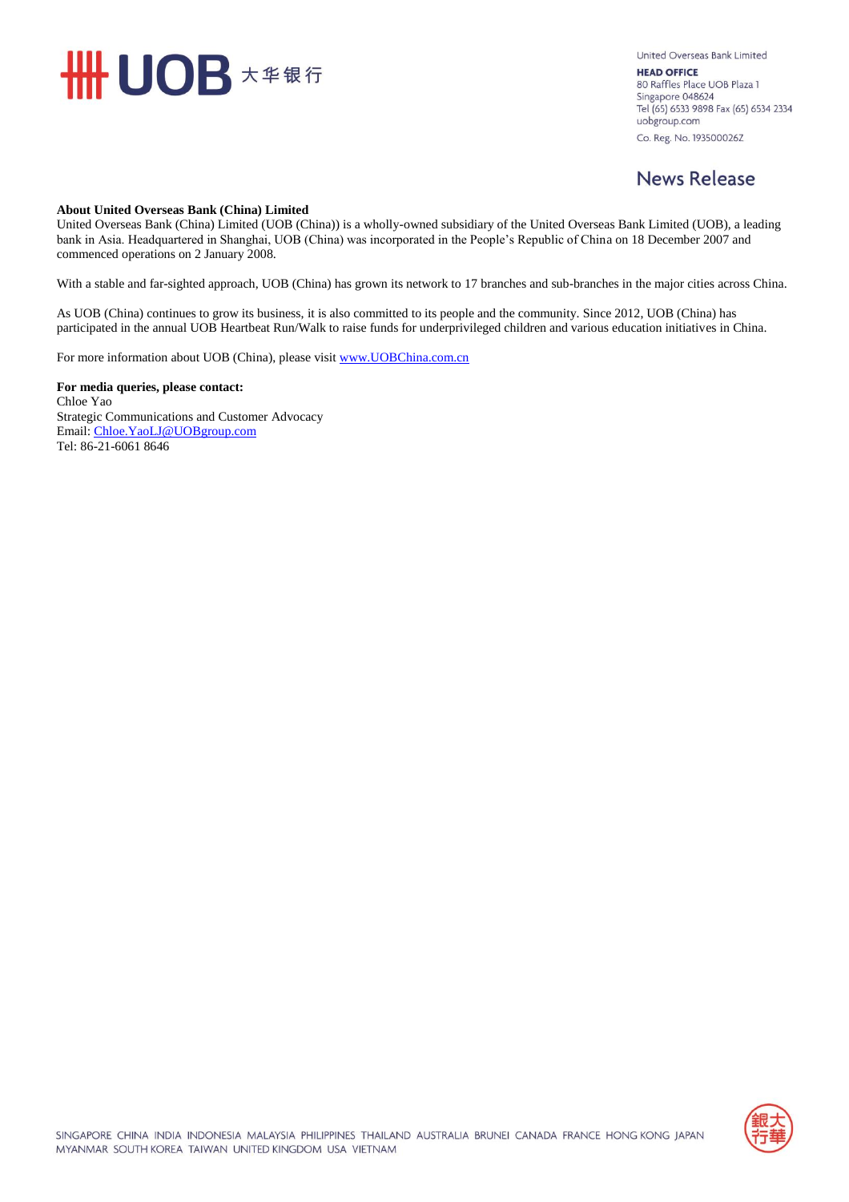**About United Overseas Bank (China) Limited**

United Overseas Bank (China) Limited (UOB (China)) is a wholly-owned subsidiary of the United Overseas Bank Limited (UOB), a leading bank in Asia. Headquartered in Shanghai, UOB (China) was incorporated in the People's Republic of China on 18 December 2007 and commenced operations on 2 January 2008.

With a stable and far-sighted approach, UOB (China) has grown its network to 17 branches and sub-branches in the major cities across China.

As UOB (China) continues to grow its business, it is also committed to its people and the community. Since 2012, UOB (China) has participated in the annual UOB Heartbeat Run/Walk to raise funds for underprivileged children and various education initiatives in China.

For more information about UOB (China), please visit www.UOBChina.com.cn

**For media queries, please contact:**
Chloe Yao
Strategic Communications and Customer Advocacy
Email: Chloe.YaoLJ@UOBgroup.com
Tel: 86-21-6061 8646